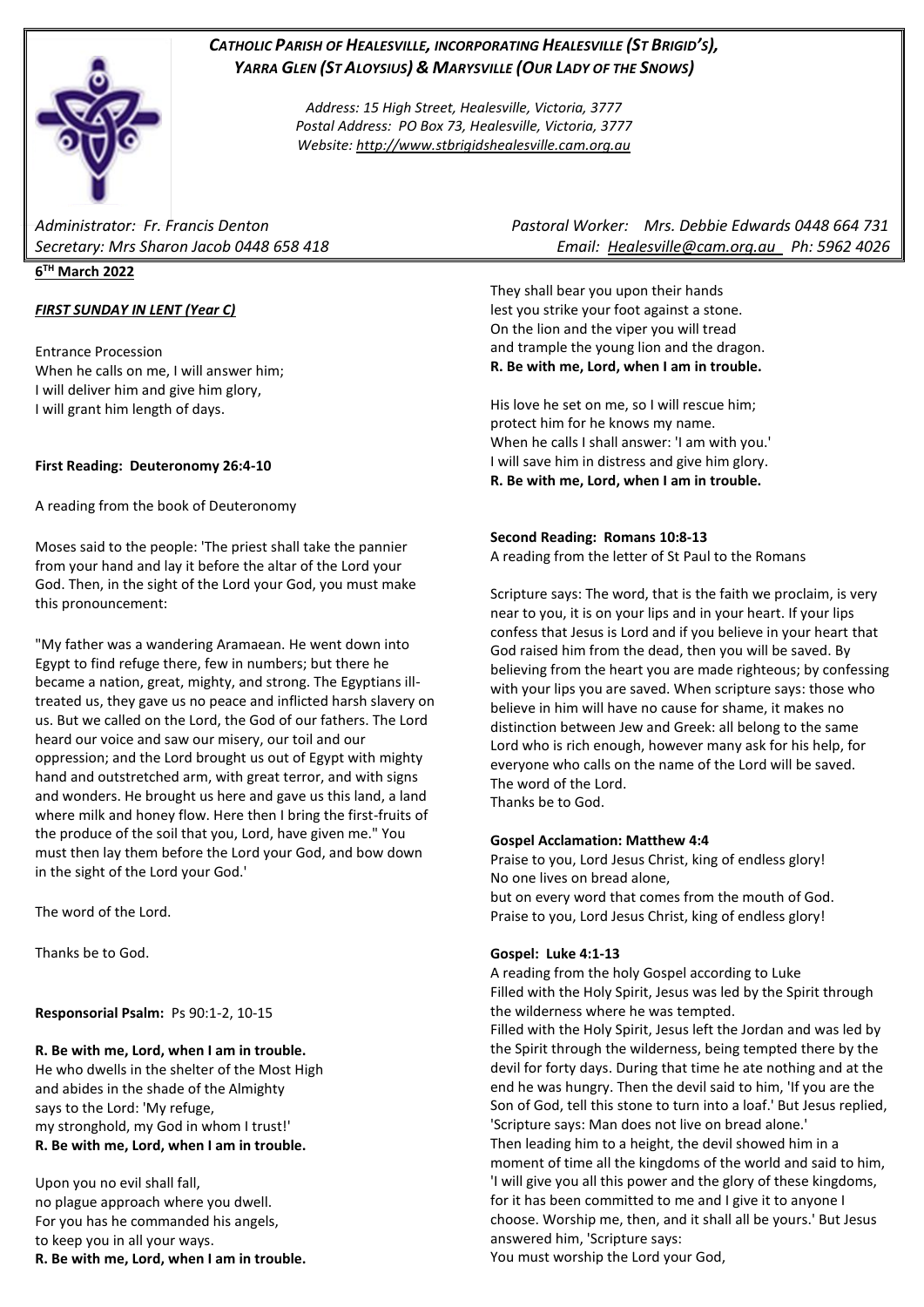# *CATHOLIC PARISH OF HEALESVILLE, INCORPORATING HEALESVILLE (ST BRIGID'S), YARRA GLEN (ST ALOYSIUS) & MARYSVILLE (OUR LADY OF THE SNOWS)*

*Address: 15 High Street, Healesville, Victoria, 3777*
*Postal Address: PO Box 73, Healesville, Victoria, 3777*
*Website: http://www.stbrigidshealesville.cam.org.au*

*Administrator: Fr. Francis Denton* | *Pastoral Worker: Mrs. Debbie Edwards 0448 664 731*
*Secretary: Mrs Sharon Jacob 0448 658 418* | *Email: Healesville@cam.org.au Ph: 5962 4026*

**6TH March 2022**

***FIRST SUNDAY IN LENT (Year C)***

Entrance Procession
When he calls on me, I will answer him;
I will deliver him and give him glory,
I will grant him length of days.

**First Reading: Deuteronomy 26:4-10**

A reading from the book of Deuteronomy

Moses said to the people: 'The priest shall take the pannier from your hand and lay it before the altar of the Lord your God. Then, in the sight of the Lord your God, you must make this pronouncement:

"My father was a wandering Aramaean. He went down into Egypt to find refuge there, few in numbers; but there he became a nation, great, mighty, and strong. The Egyptians ill-treated us, they gave us no peace and inflicted harsh slavery on us. But we called on the Lord, the God of our fathers. The Lord heard our voice and saw our misery, our toil and our oppression; and the Lord brought us out of Egypt with mighty hand and outstretched arm, with great terror, and with signs and wonders. He brought us here and gave us this land, a land where milk and honey flow. Here then I bring the first-fruits of the produce of the soil that you, Lord, have given me." You must then lay them before the Lord your God, and bow down in the sight of the Lord your God.'

The word of the Lord.

Thanks be to God.

**Responsorial Psalm:** Ps 90:1-2, 10-15

**R. Be with me, Lord, when I am in trouble.**
He who dwells in the shelter of the Most High
and abides in the shade of the Almighty
says to the Lord: 'My refuge,
my stronghold, my God in whom I trust!'
**R. Be with me, Lord, when I am in trouble.**

Upon you no evil shall fall,
no plague approach where you dwell.
For you has he commanded his angels,
to keep you in all your ways.
**R. Be with me, Lord, when I am in trouble.**

They shall bear you upon their hands
lest you strike your foot against a stone.
On the lion and the viper you will tread
and trample the young lion and the dragon.
**R. Be with me, Lord, when I am in trouble.**

His love he set on me, so I will rescue him;
protect him for he knows my name.
When he calls I shall answer: 'I am with you.'
I will save him in distress and give him glory.
**R. Be with me, Lord, when I am in trouble.**

**Second Reading: Romans 10:8-13**
A reading from the letter of St Paul to the Romans

Scripture says: The word, that is the faith we proclaim, is very near to you, it is on your lips and in your heart. If your lips confess that Jesus is Lord and if you believe in your heart that God raised him from the dead, then you will be saved. By believing from the heart you are made righteous; by confessing with your lips you are saved. When scripture says: those who believe in him will have no cause for shame, it makes no distinction between Jew and Greek: all belong to the same Lord who is rich enough, however many ask for his help, for everyone who calls on the name of the Lord will be saved.
The word of the Lord.
Thanks be to God.

**Gospel Acclamation: Matthew 4:4**
Praise to you, Lord Jesus Christ, king of endless glory!
No one lives on bread alone,
but on every word that comes from the mouth of God.
Praise to you, Lord Jesus Christ, king of endless glory!

**Gospel: Luke 4:1-13**
A reading from the holy Gospel according to Luke
Filled with the Holy Spirit, Jesus was led by the Spirit through the wilderness where he was tempted.
Filled with the Holy Spirit, Jesus left the Jordan and was led by the Spirit through the wilderness, being tempted there by the devil for forty days. During that time he ate nothing and at the end he was hungry. Then the devil said to him, 'If you are the Son of God, tell this stone to turn into a loaf.' But Jesus replied, 'Scripture says: Man does not live on bread alone.'
Then leading him to a height, the devil showed him in a moment of time all the kingdoms of the world and said to him, 'I will give you all this power and the glory of these kingdoms, for it has been committed to me and I give it to anyone I choose. Worship me, then, and it shall all be yours.' But Jesus answered him, 'Scripture says:
You must worship the Lord your God,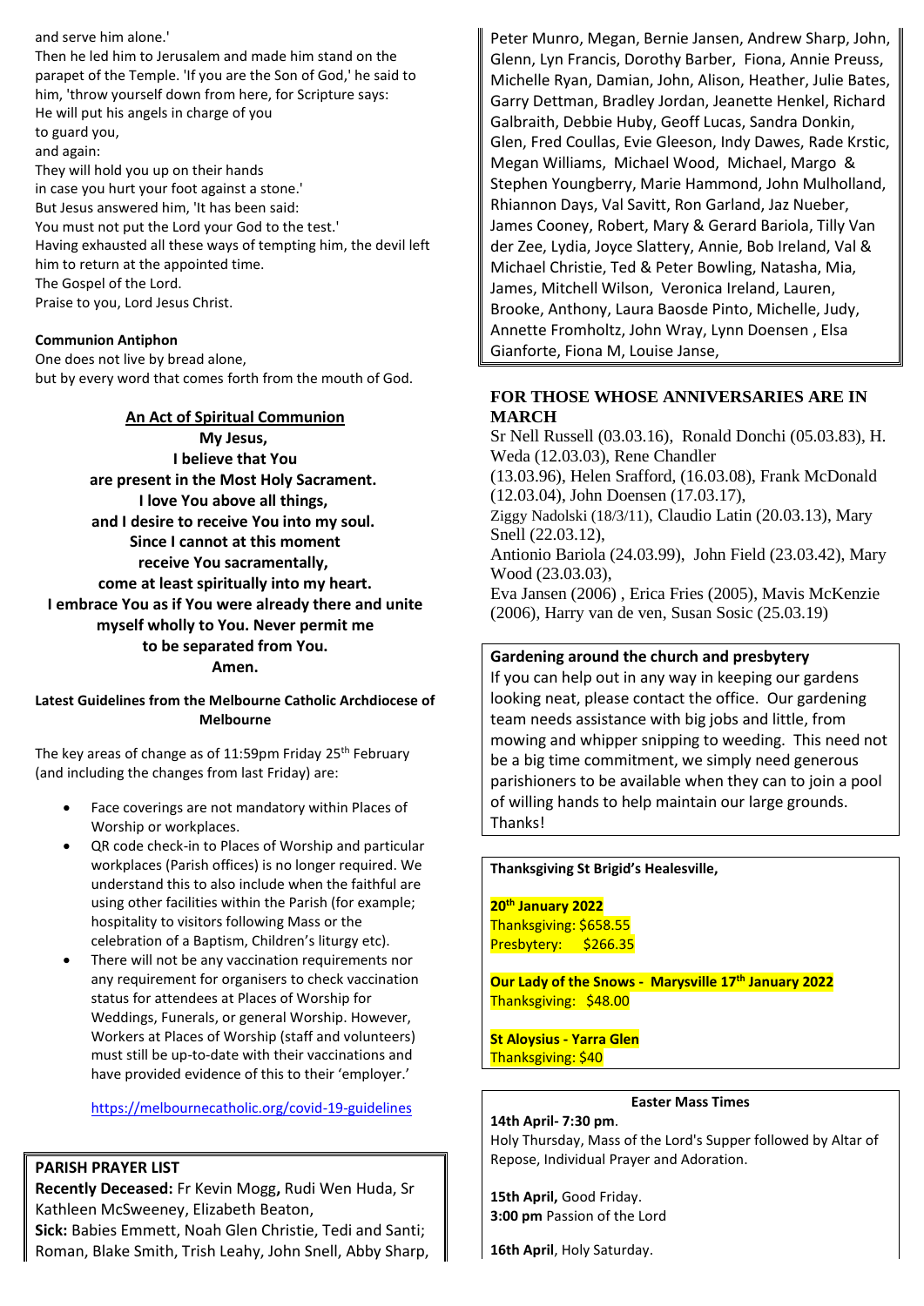and serve him alone.'

Then he led him to Jerusalem and made him stand on the parapet of the Temple. 'If you are the Son of God,' he said to him, 'throw yourself down from here, for Scripture says:
He will put his angels in charge of you
to guard you,
and again:
They will hold you up on their hands
in case you hurt your foot against a stone.'
But Jesus answered him, 'It has been said:
You must not put the Lord your God to the test.'
Having exhausted all these ways of tempting him, the devil left him to return at the appointed time.
The Gospel of the Lord.
Praise to you, Lord Jesus Christ.

**Communion Antiphon**

One does not live by bread alone,
but by every word that comes forth from the mouth of God.

**An Act of Spiritual Communion**

**My Jesus,
I believe that You
are present in the Most Holy Sacrament.
I love You above all things,
and I desire to receive You into my soul.
Since I cannot at this moment
receive You sacramentally,
come at least spiritually into my heart.
I embrace You as if You were already there and unite myself wholly to You. Never permit me
to be separated from You.
Amen.**

**Latest Guidelines from the Melbourne Catholic Archdiocese of Melbourne**

The key areas of change as of 11:59pm Friday 25th February (and including the changes from last Friday) are:

- Face coverings are not mandatory within Places of Worship or workplaces.
- QR code check-in to Places of Worship and particular workplaces (Parish offices) is no longer required. We understand this to also include when the faithful are using other facilities within the Parish (for example; hospitality to visitors following Mass or the celebration of a Baptism, Children's liturgy etc).
- There will not be any vaccination requirements nor any requirement for organisers to check vaccination status for attendees at Places of Worship for Weddings, Funerals, or general Worship. However, Workers at Places of Worship (staff and volunteers) must still be up-to-date with their vaccinations and have provided evidence of this to their 'employer.'

https://melbournecatholic.org/covid-19-guidelines

**PARISH PRAYER LIST**

**Recently Deceased:** Fr Kevin Mogg**,** Rudi Wen Huda, Sr Kathleen McSweeney, Elizabeth Beaton,
**Sick:** Babies Emmett, Noah Glen Christie, Tedi and Santi; Roman, Blake Smith, Trish Leahy, John Snell, Abby Sharp, Peter Munro, Megan, Bernie Jansen, Andrew Sharp, John, Glenn, Lyn Francis, Dorothy Barber, Fiona, Annie Preuss, Michelle Ryan, Damian, John, Alison, Heather, Julie Bates, Garry Dettman, Bradley Jordan, Jeanette Henkel, Richard Galbraith, Debbie Huby, Geoff Lucas, Sandra Donkin, Glen, Fred Coullas, Evie Gleeson, Indy Dawes, Rade Krstic, Megan Williams, Michael Wood, Michael, Margo & Stephen Youngberry, Marie Hammond, John Mulholland, Rhiannon Days, Val Savitt, Ron Garland, Jaz Nueber, James Cooney, Robert, Mary & Gerard Bariola, Tilly Van der Zee, Lydia, Joyce Slattery, Annie, Bob Ireland, Val & Michael Christie, Ted & Peter Bowling, Natasha, Mia, James, Mitchell Wilson, Veronica Ireland, Lauren, Brooke, Anthony, Laura Baosde Pinto, Michelle, Judy, Annette Fromholtz, John Wray, Lynn Doensen , Elsa Gianforte, Fiona M, Louise Janse,

**FOR THOSE WHOSE ANNIVERSARIES ARE IN MARCH**

Sr Nell Russell (03.03.16), Ronald Donchi (05.03.83), H. Weda (12.03.03), Rene Chandler (13.03.96), Helen Srafford, (16.03.08), Frank McDonald (12.03.04), John Doensen (17.03.17), Ziggy Nadolski (18/3/11), Claudio Latin (20.03.13), Mary Snell (22.03.12), Antionio Bariola (24.03.99), John Field (23.03.42), Mary Wood (23.03.03), Eva Jansen (2006) , Erica Fries (2005), Mavis McKenzie (2006), Harry van de ven, Susan Sosic (25.03.19)

**Gardening around the church and presbytery**

If you can help out in any way in keeping our gardens looking neat, please contact the office. Our gardening team needs assistance with big jobs and little, from mowing and whipper snipping to weeding. This need not be a big time commitment, we simply need generous parishioners to be available when they can to join a pool of willing hands to help maintain our large grounds. Thanks!

**Thanksgiving St Brigid's Healesville,**

**20th January 2022**
Thanksgiving: $658.55
Presbytery: $266.35

**Our Lady of the Snows - Marysville 17th January 2022**
Thanksgiving: $48.00

**St Aloysius - Yarra Glen**
Thanksgiving: $40

**Easter Mass Times**

**14th April- 7:30 pm**.
Holy Thursday, Mass of the Lord's Supper followed by Altar of Repose, Individual Prayer and Adoration.

**15th April,** Good Friday.
**3:00 pm** Passion of the Lord

**16th April**, Holy Saturday.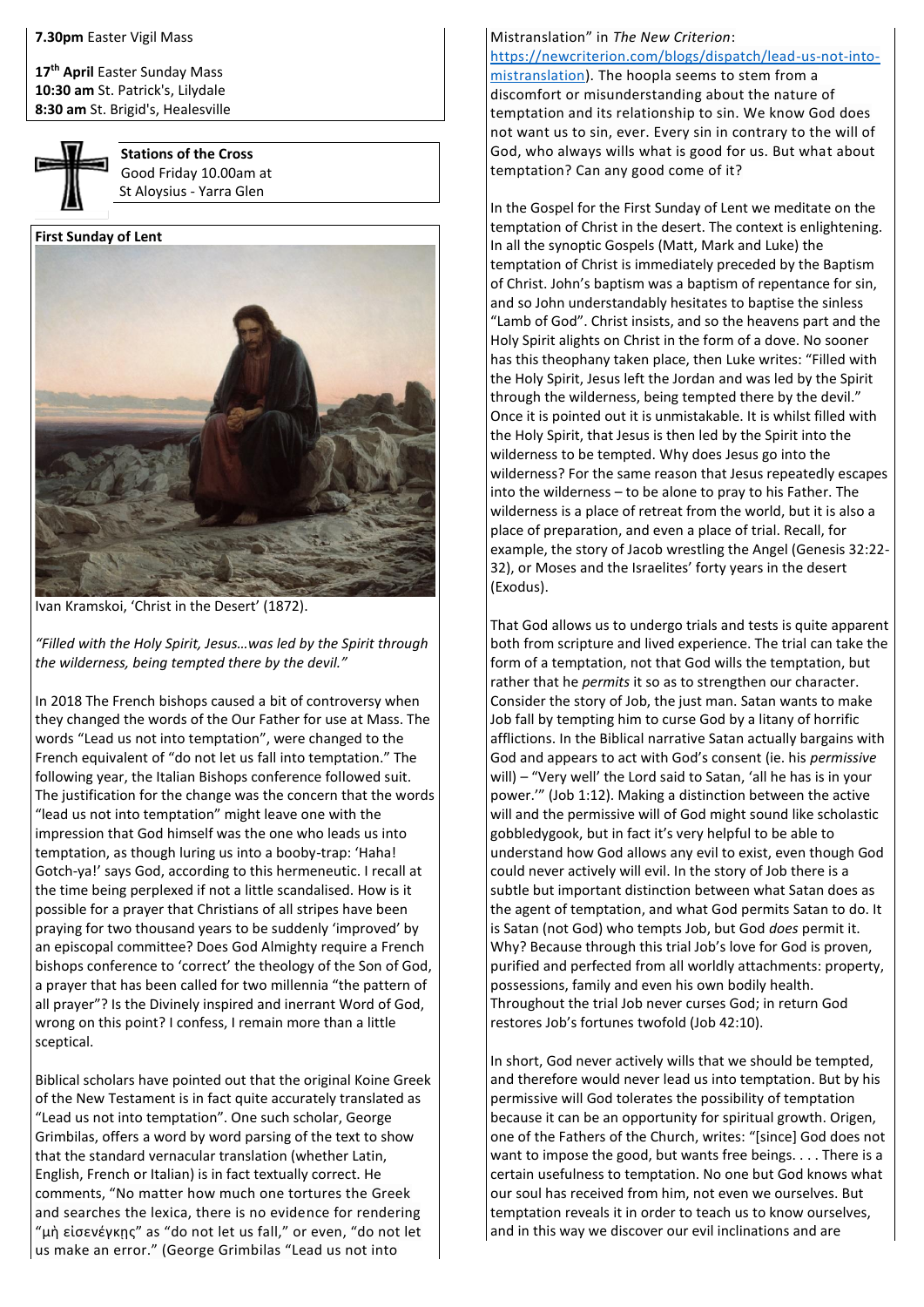**7.30pm** Easter Vigil Mass

**17th April** Easter Sunday Mass
**10:30 am** St. Patrick's, Lilydale
**8:30 am** St. Brigid's, Healesville

**Stations of the Cross**
Good Friday 10.00am at
St Aloysius - Yarra Glen

**First Sunday of Lent**

Ivan Kramskoi, 'Christ in the Desert' (1872).

*"Filled with the Holy Spirit, Jesus…was led by the Spirit through the wilderness, being tempted there by the devil."*

In 2018 The French bishops caused a bit of controversy when they changed the words of the Our Father for use at Mass. The words "Lead us not into temptation", were changed to the French equivalent of "do not let us fall into temptation." The following year, the Italian Bishops conference followed suit. The justification for the change was the concern that the words "lead us not into temptation" might leave one with the impression that God himself was the one who leads us into temptation, as though luring us into a booby-trap: 'Haha! Gotch-ya!' says God, according to this hermeneutic. I recall at the time being perplexed if not a little scandalised. How is it possible for a prayer that Christians of all stripes have been praying for two thousand years to be suddenly 'improved' by an episcopal committee? Does God Almighty require a French bishops conference to 'correct' the theology of the Son of God, a prayer that has been called for two millennia "the pattern of all prayer"? Is the Divinely inspired and inerrant Word of God, wrong on this point? I confess, I remain more than a little sceptical.

Biblical scholars have pointed out that the original Koine Greek of the New Testament is in fact quite accurately translated as "Lead us not into temptation". One such scholar, George Grimbilas, offers a word by word parsing of the text to show that the standard vernacular translation (whether Latin, English, French or Italian) is in fact textually correct. He comments, "No matter how much one tortures the Greek and searches the lexica, there is no evidence for rendering "μὴ εἰσενέγκῃς" as "do not let us fall," or even, "do not let us make an error." (George Grimbilas "Lead us not into Mistranslation" in *The New Criterion*: https://newcriterion.com/blogs/dispatch/lead-us-not-into-mistranslation). The hoopla seems to stem from a discomfort or misunderstanding about the nature of temptation and its relationship to sin. We know God does not want us to sin, ever. Every sin in contrary to the will of God, who always wills what is good for us. But what about temptation? Can any good come of it?

In the Gospel for the First Sunday of Lent we meditate on the temptation of Christ in the desert. The context is enlightening. In all the synoptic Gospels (Matt, Mark and Luke) the temptation of Christ is immediately preceded by the Baptism of Christ. John's baptism was a baptism of repentance for sin, and so John understandably hesitates to baptise the sinless "Lamb of God". Christ insists, and so the heavens part and the Holy Spirit alights on Christ in the form of a dove. No sooner has this theophany taken place, then Luke writes: "Filled with the Holy Spirit, Jesus left the Jordan and was led by the Spirit through the wilderness, being tempted there by the devil." Once it is pointed out it is unmistakable. It is whilst filled with the Holy Spirit, that Jesus is then led by the Spirit into the wilderness to be tempted. Why does Jesus go into the wilderness? For the same reason that Jesus repeatedly escapes into the wilderness – to be alone to pray to his Father. The wilderness is a place of retreat from the world, but it is also a place of preparation, and even a place of trial. Recall, for example, the story of Jacob wrestling the Angel (Genesis 32:22-32), or Moses and the Israelites' forty years in the desert (Exodus).

That God allows us to undergo trials and tests is quite apparent both from scripture and lived experience. The trial can take the form of a temptation, not that God wills the temptation, but rather that he *permits* it so as to strengthen our character. Consider the story of Job, the just man. Satan wants to make Job fall by tempting him to curse God by a litany of horrific afflictions. In the Biblical narrative Satan actually bargains with God and appears to act with God's consent (ie. his *permissive* will) – "Very well' the Lord said to Satan, 'all he has is in your power.'" (Job 1:12). Making a distinction between the active will and the permissive will of God might sound like scholastic gobbledygook, but in fact it's very helpful to be able to understand how God allows any evil to exist, even though God could never actively will evil. In the story of Job there is a subtle but important distinction between what Satan does as the agent of temptation, and what God permits Satan to do. It is Satan (not God) who tempts Job, but God *does* permit it. Why? Because through this trial Job's love for God is proven, purified and perfected from all worldly attachments: property, possessions, family and even his own bodily health. Throughout the trial Job never curses God; in return God restores Job's fortunes twofold (Job 42:10).

In short, God never actively wills that we should be tempted, and therefore would never lead us into temptation. But by his permissive will God tolerates the possibility of temptation because it can be an opportunity for spiritual growth. Origen, one of the Fathers of the Church, writes: "[since] God does not want to impose the good, but wants free beings. . . . There is a certain usefulness to temptation. No one but God knows what our soul has received from him, not even we ourselves. But temptation reveals it in order to teach us to know ourselves, and in this way we discover our evil inclinations and are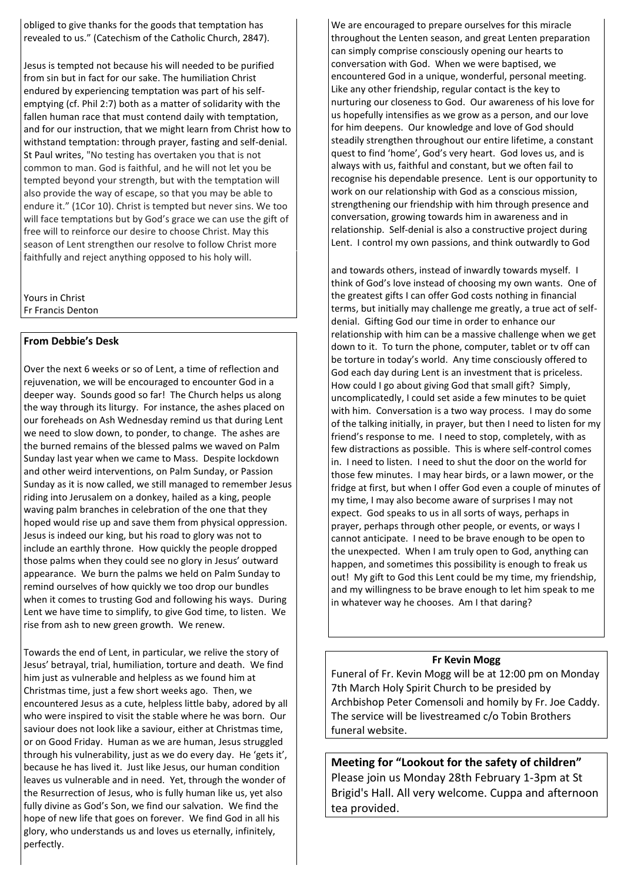obliged to give thanks for the goods that temptation has revealed to us." (Catechism of the Catholic Church, 2847).

Jesus is tempted not because his will needed to be purified from sin but in fact for our sake. The humiliation Christ endured by experiencing temptation was part of his self-emptying (cf. Phil 2:7) both as a matter of solidarity with the fallen human race that must contend daily with temptation, and for our instruction, that we might learn from Christ how to withstand temptation: through prayer, fasting and self-denial. St Paul writes, "No testing has overtaken you that is not common to man. God is faithful, and he will not let you be tempted beyond your strength, but with the temptation will also provide the way of escape, so that you may be able to endure it." (1Cor 10). Christ is tempted but never sins. We too will face temptations but by God's grace we can use the gift of free will to reinforce our desire to choose Christ. May this season of Lent strengthen our resolve to follow Christ more faithfully and reject anything opposed to his holy will.

Yours in Christ
Fr Francis Denton

## From Debbie's Desk

Over the next 6 weeks or so of Lent, a time of reflection and rejuvenation, we will be encouraged to encounter God in a deeper way. Sounds good so far! The Church helps us along the way through its liturgy. For instance, the ashes placed on our foreheads on Ash Wednesday remind us that during Lent we need to slow down, to ponder, to change. The ashes are the burned remains of the blessed palms we waved on Palm Sunday last year when we came to Mass. Despite lockdown and other weird interventions, on Palm Sunday, or Passion Sunday as it is now called, we still managed to remember Jesus riding into Jerusalem on a donkey, hailed as a king, people waving palm branches in celebration of the one that they hoped would rise up and save them from physical oppression. Jesus is indeed our king, but his road to glory was not to include an earthly throne. How quickly the people dropped those palms when they could see no glory in Jesus' outward appearance. We burn the palms we held on Palm Sunday to remind ourselves of how quickly we too drop our bundles when it comes to trusting God and following his ways. During Lent we have time to simplify, to give God time, to listen. We rise from ash to new green growth. We renew.

Towards the end of Lent, in particular, we relive the story of Jesus' betrayal, trial, humiliation, torture and death. We find him just as vulnerable and helpless as we found him at Christmas time, just a few short weeks ago. Then, we encountered Jesus as a cute, helpless little baby, adored by all who were inspired to visit the stable where he was born. Our saviour does not look like a saviour, either at Christmas time, or on Good Friday. Human as we are human, Jesus struggled through his vulnerability, just as we do every day. He 'gets it', because he has lived it. Just like Jesus, our human condition leaves us vulnerable and in need. Yet, through the wonder of the Resurrection of Jesus, who is fully human like us, yet also fully divine as God's Son, we find our salvation. We find the hope of new life that goes on forever. We find God in all his glory, who understands us and loves us eternally, infinitely, perfectly.

We are encouraged to prepare ourselves for this miracle throughout the Lenten season, and great Lenten preparation can simply comprise consciously opening our hearts to conversation with God. When we were baptised, we encountered God in a unique, wonderful, personal meeting. Like any other friendship, regular contact is the key to nurturing our closeness to God. Our awareness of his love for us hopefully intensifies as we grow as a person, and our love for him deepens. Our knowledge and love of God should steadily strengthen throughout our entire lifetime, a constant quest to find 'home', God's very heart. God loves us, and is always with us, faithful and constant, but we often fail to recognise his dependable presence. Lent is our opportunity to work on our relationship with God as a conscious mission, strengthening our friendship with him through presence and conversation, growing towards him in awareness and in relationship. Self-denial is also a constructive project during Lent. I control my own passions, and think outwardly to God and towards others, instead of inwardly towards myself. I think of God's love instead of choosing my own wants. One of the greatest gifts I can offer God costs nothing in financial terms, but initially may challenge me greatly, a true act of self-denial. Gifting God our time in order to enhance our relationship with him can be a massive challenge when we get down to it. To turn the phone, computer, tablet or tv off can be torture in today's world. Any time consciously offered to God each day during Lent is an investment that is priceless. How could I go about giving God that small gift? Simply, uncomplicatedly, I could set aside a few minutes to be quiet with him. Conversation is a two way process. I may do some of the talking initially, in prayer, but then I need to listen for my friend's response to me. I need to stop, completely, with as few distractions as possible. This is where self-control comes in. I need to listen. I need to shut the door on the world for those few minutes. I may hear birds, or a lawn mower, or the fridge at first, but when I offer God even a couple of minutes of my time, I may also become aware of surprises I may not expect. God speaks to us in all sorts of ways, perhaps in prayer, perhaps through other people, or events, or ways I cannot anticipate. I need to be brave enough to be open to the unexpected. When I am truly open to God, anything can happen, and sometimes this possibility is enough to freak us out! My gift to God this Lent could be my time, my friendship, and my willingness to be brave enough to let him speak to me in whatever way he chooses. Am I that daring?

## Fr Kevin Mogg

Funeral of Fr. Kevin Mogg will be at 12:00 pm on Monday 7th March Holy Spirit Church to be presided by Archbishop Peter Comensoli and homily by Fr. Joe Caddy. The service will be livestreamed c/o Tobin Brothers funeral website.

## Meeting for "Lookout for the safety of children"

Please join us Monday 28th February 1-3pm at St Brigid's Hall. All very welcome. Cuppa and afternoon tea provided.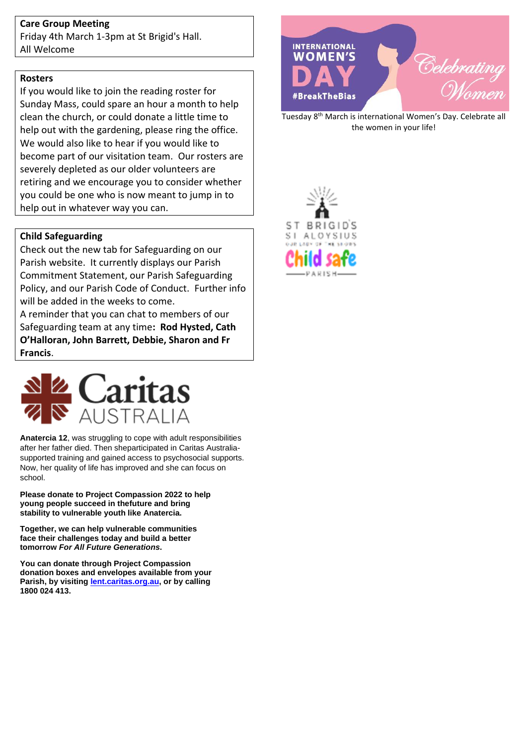**Care Group Meeting**
Friday 4th March 1-3pm at St Brigid's Hall.
All Welcome

**Rosters**
If you would like to join the reading roster for Sunday Mass, could spare an hour a month to help clean the church, or could donate a little time to help out with the gardening, please ring the office. We would also like to hear if you would like to become part of our visitation team. Our rosters are severely depleted as our older volunteers are retiring and we encourage you to consider whether you could be one who is now meant to jump in to help out in whatever way you can.

**Child Safeguarding**
Check out the new tab for Safeguarding on our Parish website. It currently displays our Parish Commitment Statement, our Parish Safeguarding Policy, and our Parish Code of Conduct. Further info will be added in the weeks to come.
A reminder that you can chat to members of our Safeguarding team at any time**: Rod Hysted, Cath O'Halloran, John Barrett, Debbie, Sharon and Fr Francis**.

Caritas AUSTRALIA

**Anatercia 12**, was struggling to cope with adult responsibilities after her father died. Then sheparticipated in Caritas Australia-supported training and gained access to psychosocial supports. Now, her quality of life has improved and she can focus on school.

**Please donate to Project Compassion 2022 to help young people succeed in thefuture and bring stability to vulnerable youth like Anatercia.**

**Together, we can help vulnerable communities face their challenges today and build a better tomorrow *For All Future Generations*.**

**You can donate through Project Compassion donation boxes and envelopes available from your Parish, by visiting lent.caritas.org.au, or by calling 1800 024 413.**

INTERNATIONAL WOMEN'S DAY #BreakTheBias Celebrating Women

Tuesday 8th March is international Women's Day. Celebrate all the women in your life!

ST BRIGID'S ST ALOYSIUS OUR LADY OF THE SNOWS Child safe PARISH